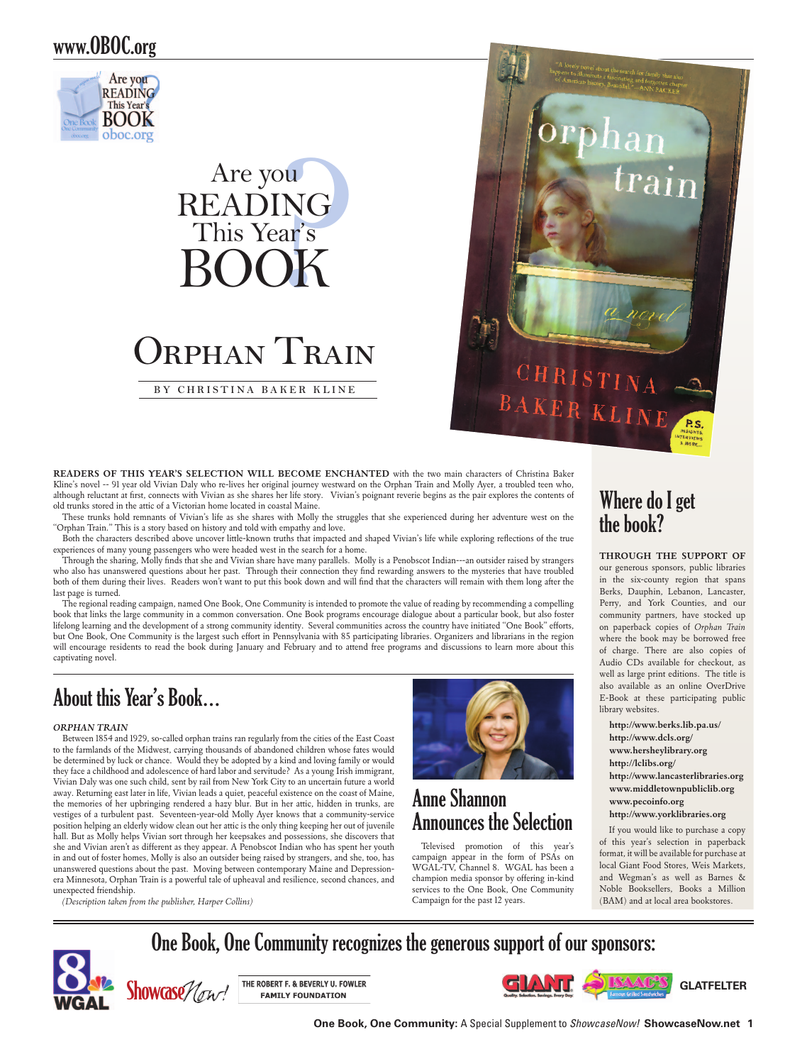www.OBOC.org

# Are you READING This Year's BOOK

# Orphan Train

BY CHRISTINA BAKER KLINE

**READERS OF THIS YEAR'S SELECTION WILL BECOME ENCHANTED** with the two main characters of Christina Baker Kline's novel -- 91 year old Vivian Daly who re-lives her original journey westward on the Orphan Train and Molly Ayer, a troubled teen who, although reluctant at first, connects with Vivian as she shares her life story. Vivian's poignant reverie begins as the pair explores the contents of old trunks stored in the attic of a Victorian home located in coastal Maine.

These trunks hold remnants of Vivian's life as she shares with Molly the struggles that she experienced during her adventure west on the "Orphan Train." This is a story based on history and told with empathy and love.

Both the characters described above uncover little-known truths that impacted and shaped Vivian's life while exploring reflections of the true experiences of many young passengers who were headed west in the search for a home.

Through the sharing, Molly finds that she and Vivian share have many parallels. Molly is a Penobscot Indian---an outsider raised by strangers who also has unanswered questions about her past. Through their connection they find rewarding answers to the mysteries that have troubled both of them during their lives. Readers won't want to put this book down and will find that the characters will remain with them long after the last page is turned.

The regional reading campaign, named One Book, One Community is intended to promote the value of reading by recommending a compelling book that links the large community in a common conversation. One Book programs encourage dialogue about a particular book, but also foster lifelong learning and the development of a strong community identity. Several communities across the country have initiated "One Book" efforts, but One Book, One Community is the largest such effort in Pennsylvania with 85 participating libraries. Organizers and librarians in the region will encourage residents to read the book during January and February and to attend free programs and discussions to learn more about this captivating novel.

## About this Year's Book...

*ORPHAN TRAIN*

Between 1854 and 1929, so-called orphan trains ran regularly from the cities of the East Coast to the farmlands of the Midwest, carrying thousands of abandoned children whose fates would be determined by luck or chance. Would they be adopted by a kind and loving family or would they face a childhood and adolescence of hard labor and servitude? As a young Irish immigrant, Vivian Daly was one such child, sent by rail from New York City to an uncertain future a world away. Returning east later in life, Vivian leads a quiet, peaceful existence on the coast of Maine, the memories of her upbringing rendered a hazy blur. But in her attic, hidden in trunks, are vestiges of a turbulent past. Seventeen-year-old Molly Ayer knows that a community-service position helping an elderly widow clean out her attic is the only thing keeping her out of juvenile hall. But as Molly helps Vivian sort through her keepsakes and possessions, she discovers that she and Vivian aren't as different as they appear. A Penobscot Indian who has spent her youth in and out of foster homes, Molly is also an outsider being raised by strangers, and she, too, has unanswered questions about the past. Moving between contemporary Maine and Depression-era Minnesota, Orphan Train is a powerful tale of upheaval and resilience, second chances, and unexpected friendship.

*(Description taken from the publisher, Harper Collins)*

## Anne Shannon Announces the Selection

Televised promotion of this year's campaign appear in the form of PSAs on WGAL-TV, Channel 8. WGAL has been a champion media sponsor by offering in-kind services to the One Book, One Community Campaign for the past 12 years.

## Where do I get the book?

**THROUGH THE SUPPORT OF** our generous sponsors, public libraries in the six-county region that spans Berks, Dauphin, Lebanon, Lancaster, Perry, and York Counties, and our community partners, have stocked up on paperback copies of *Orphan Train* where the book may be borrowed free of charge. There are also copies of Audio CDs available for checkout, as well as large print editions. The title is also available as an online OverDrive E-Book at these participating public library websites.

- http://www.berks.lib.pa.us/
- http://www.dcls.org/
- www.hersheylibrary.org
- http://lclibs.org/
- http://www.lancasterlibraries.org
- www.middletownpubliclib.org
- www.pecoinfo.org
- http://www.yorklibraries.org

If you would like to purchase a copy of this year's selection in paperback format, it will be available for purchase at local Giant Food Stores, Weis Markets, and Wegman's as well as Barnes & Noble Booksellers, Books a Million (BAM) and at local area bookstores.

## One Book, One Community recognizes the generous support of our sponsors:

WGAL · ShowcaseNow! · The Robert F. & Beverly U. Fowler Family Foundation · Giant · Isaac's · Glatfelter

**One Book, One Community:** A Special Supplement to *ShowcaseNow!* **ShowcaseNow.net**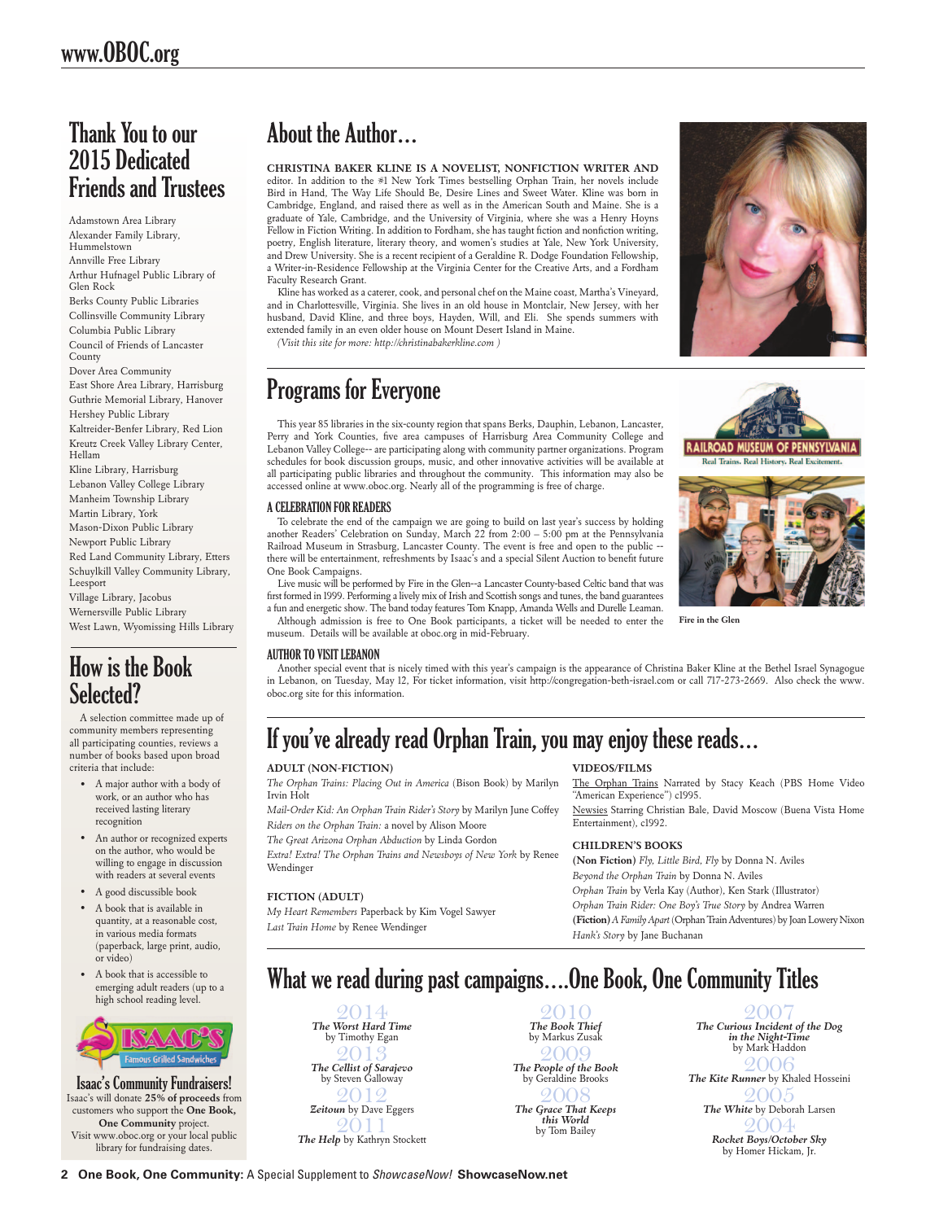## Thank You to our 2015 Dedicated Friends and Trustees

Adamstown Area Library
Alexander Family Library, Hummelstown
Annville Free Library
Arthur Hufnagel Public Library of Glen Rock
Berks County Public Libraries
Collinsville Community Library
Columbia Public Library
Council of Friends of Lancaster County
Dover Area Community
East Shore Area Library, Harrisburg
Guthrie Memorial Library, Hanover
Hershey Public Library
Kaltreider-Benfer Library, Red Lion
Kreutz Creek Valley Library Center, Hellam
Kline Library, Harrisburg
Lebanon Valley College Library
Manheim Township Library
Martin Library, York
Mason-Dixon Public Library
Newport Public Library
Red Land Community Library, Etters
Schuylkill Valley Community Library, Leesport
Village Library, Jacobus
Wernersville Public Library
West Lawn, Wyomissing Hills Library

## How is the Book Selected?

A selection committee made up of community members representing all participating counties, reviews a number of books based upon broad criteria that include:

- A major author with a body of work, or an author who has received lasting literary recognition
- An author or recognized experts on the author, who would be willing to engage in discussion with readers at several events
- A good discussible book
- A book that is available in quantity, at a reasonable cost, in various media formats (paperback, large print, audio, or video)
- A book that is accessible to emerging adult readers (up to a high school reading level.

ISAAC'S Famous Grilled Sandwiches

**Isaac's Community Fundraisers!**
Isaac's will donate **25% of proceeds** from customers who support the **One Book, One Community** project. Visit www.oboc.org or your local public library for fundraising dates.

## About the Author…

**CHRISTINA BAKER KLINE IS A NOVELIST, NONFICTION WRITER AND** editor. In addition to the #1 New York Times bestselling Orphan Train, her novels include Bird in Hand, The Way Life Should Be, Desire Lines and Sweet Water. Kline was born in Cambridge, England, and raised there as well as in the American South and Maine. She is a graduate of Yale, Cambridge, and the University of Virginia, where she was a Henry Hoyns Fellow in Fiction Writing. In addition to Fordham, she has taught fiction and nonfiction writing, poetry, English literature, literary theory, and women's studies at Yale, New York University, and Drew University. She is a recent recipient of a Geraldine R. Dodge Foundation Fellowship, a Writer-in-Residence Fellowship at the Virginia Center for the Creative Arts, and a Fordham Faculty Research Grant.

Kline has worked as a caterer, cook, and personal chef on the Maine coast, Martha's Vineyard, and in Charlottesville, Virginia. She lives in an old house in Montclair, New Jersey, with her husband, David Kline, and three boys, Hayden, Will, and Eli. She spends summers with extended family in an even older house on Mount Desert Island in Maine.

*(Visit this site for more: http://christinabakerkline.com )*

## Programs for Everyone

This year 85 libraries in the six-county region that spans Berks, Dauphin, Lebanon, Lancaster, Perry and York Counties, five area campuses of Harrisburg Area Community College and Lebanon Valley College-- are participating along with community partner organizations. Program schedules for book discussion groups, music, and other innovative activities will be available at all participating public libraries and throughout the community. This information may also be accessed online at www.oboc.org. Nearly all of the programming is free of charge.

### A CELEBRATION FOR READERS

To celebrate the end of the campaign we are going to build on last year's success by holding another Readers' Celebration on Sunday, March 22 from 2:00 – 5:00 pm at the Pennsylvania Railroad Museum in Strasburg, Lancaster County. The event is free and open to the public -- there will be entertainment, refreshments by Isaac's and a special Silent Auction to benefit future One Book Campaigns.

Live music will be performed by Fire in the Glen--a Lancaster County-based Celtic band that was first formed in 1999. Performing a lively mix of Irish and Scottish songs and tunes, the band guarantees a fun and energetic show. The band today features Tom Knapp, Amanda Wells and Durelle Leaman.

Although admission is free to One Book participants, a ticket will be needed to enter the museum. Details will be available at oboc.org in mid-February.

RAILROAD MUSEUM OF PENNSYLVANIA — Real Trains. Real History. Real Excitement.

Fire in the Glen

### AUTHOR TO VISIT LEBANON

Another special event that is nicely timed with this year's campaign is the appearance of Christina Baker Kline at the Bethel Israel Synagogue in Lebanon, on Tuesday, May 12, For ticket information, visit http://congregation-beth-israel.com or call 717-273-2669. Also check the www.oboc.org site for this information.

## If you've already read Orphan Train, you may enjoy these reads…

**ADULT (NON-FICTION)**

*The Orphan Trains: Placing Out in America* (Bison Book) by Marilyn Irvin Holt
*Mail-Order Kid: An Orphan Train Rider's Story* by Marilyn June Coffey
*Riders on the Orphan Train:* a novel by Alison Moore
*The Great Arizona Orphan Abduction* by Linda Gordon
*Extra! Extra! The Orphan Trains and Newsboys of New York* by Renee Wendinger

**FICTION (ADULT)**

*My Heart Remembers* Paperback by Kim Vogel Sawyer
*Last Train Home* by Renee Wendinger

**VIDEOS/FILMS**

The Orphan Trains Narrated by Stacy Keach (PBS Home Video "American Experience") c1995.
Newsies Starring Christian Bale, David Moscow (Buena Vista Home Entertainment), c1992.

**CHILDREN'S BOOKS**

**(Non Fiction)** *Fly, Little Bird, Fly* by Donna N. Aviles
*Beyond the Orphan Train* by Donna N. Aviles
*Orphan Train* by Verla Kay (Author), Ken Stark (Illustrator)
*Orphan Train Rider: One Boy's True Story* by Andrea Warren
**(Fiction)** *A Family Apart* (Orphan Train Adventures) by Joan Lowery Nixon
*Hank's Story* by Jane Buchanan

## What we read during past campaigns….One Book, One Community Titles

2014 — ***The Worst Hard Time*** by Timothy Egan
2013 — ***The Cellist of Sarajevo*** by Steven Galloway
2012 — ***Zeitoun*** by Dave Eggers
2011 — ***The Help*** by Kathryn Stockett
2010 — ***The Book Thief*** by Markus Zusak
2009 — ***The People of the Book*** by Geraldine Brooks
2008 — ***The Grace That Keeps this World*** by Tom Bailey
2007 — ***The Curious Incident of the Dog in the Night-Time*** by Mark Haddon
2006 — ***The Kite Runner*** by Khaled Hosseini
2005 — ***The White*** by Deborah Larsen
2004 — ***Rocket Boys/October Sky*** by Homer Hickam, Jr.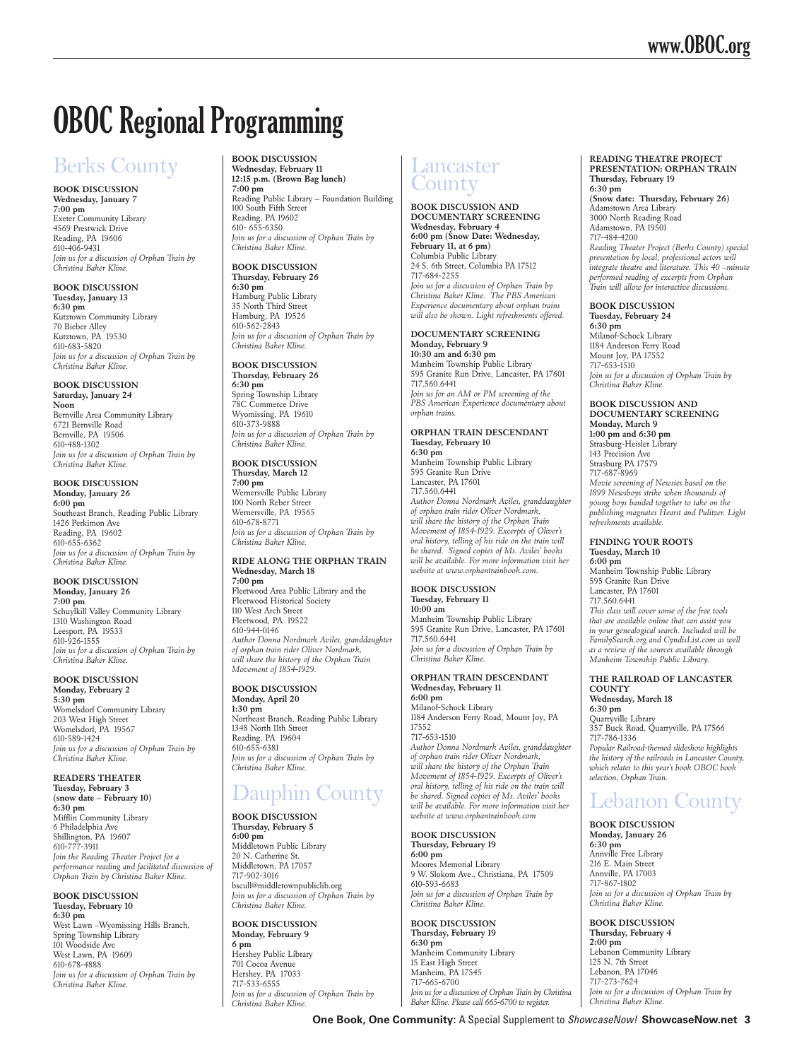# OBOC Regional Programming

## Berks County

**BOOK DISCUSSION**
**Wednesday, January 7**
**7:00 pm**
Exeter Community Library
4569 Prestwick Drive
Reading, PA 19606
610-406-9431
*Join us for a discussion of Orphan Train by Christina Baker Kline.*

**BOOK DISCUSSION**
**Tuesday, January 13**
**6:30 pm**
Kutztown Community Library
70 Bieber Alley
Kutztown, PA 19530
610-683-5820
*Join us for a discussion of Orphan Train by Christina Baker Kline.*

**BOOK DISCUSSION**
**Saturday, January 24**
**Noon**
Bernville Area Community Library
6721 Bernville Road
Bernville, PA 19506
610-488-1302
*Join us for a discussion of Orphan Train by Christina Baker Kline.*

**BOOK DISCUSSION**
**Monday, January 26**
**6:00 pm**
Southeast Branch, Reading Public Library
1426 Perkimon Ave
Reading, PA 19602
610-655-6362
*Join us for a discussion of Orphan Train by Christina Baker Kline.*

**BOOK DISCUSSION**
**Monday, January 26**
**7:00 pm**
Schuylkill Valley Community Library
1310 Washington Road
Leesport, PA 19533
610-926-1555
*Join us for a discussion of Orphan Train by Christina Baker Kline.*

**BOOK DISCUSSION**
**Monday, February 2**
**5:30 pm**
Womelsdorf Community Library
203 West High Street
Womelsdorf, PA 19567
610-589-1424
*Join us for a discussion of Orphan Train by Christina Baker Kline.*

**READERS THEATER**
**Tuesday, February 3**
**(snow date – February 10)**
**6:30 pm**
Mifflin Community Library
6 Philadelphia Ave
Shillington, PA 19607
610-777-3911
*Join the Reading Theater Project for a performance reading and facilitated discussion of Orphan Train by Christina Baker Kline.*

**BOOK DISCUSSION**
**Tuesday, February 10**
**6:30 pm**
West Lawn –Wyomissing Hills Branch, Spring Township Library
101 Woodside Ave
West Lawn, PA 19609
610-678-4888
*Join us for a discussion of Orphan Train by Christina Baker Kline.*

**BOOK DISCUSSION**
**Wednesday, February 11**
**12:15 p.m. (Brown Bag lunch)**
**7:00 pm**
Reading Public Library – Foundation Building
100 South Fifth Street
Reading, PA 19602
610- 655-6350
*Join us for a discussion of Orphan Train by Christina Baker Kline.*

**BOOK DISCUSSION**
**Thursday, February 26**
**6:30 pm**
Hamburg Public Library
35 North Third Street
Hamburg, PA 19526
610-562-2843
*Join us for a discussion of Orphan Train by Christina Baker Kline.*

**BOOK DISCUSSION**
**Thursday, February 26**
**6:30 pm**
Spring Township Library
78C Commerce Drive
Wyomissing, PA 19610
610-373-9888
*Join us for a discussion of Orphan Train by Christina Baker Kline.*

**BOOK DISCUSSION**
**Thursday, March 12**
**7:00 pm**
Wernersville Public Library
100 North Reber Street
Wernersville, PA 19565
610-678-8771
*Join us for a discussion of Orphan Train by Christina Baker Kline.*

**RIDE ALONG THE ORPHAN TRAIN**
**Wednesday, March 18**
**7:00 pm**
Fleetwood Area Public Library and the Fleetwood Historical Society
110 West Arch Street
Fleetwood, PA 19522
610-944-0146
*Author Donna Nordmark Aviles, granddaughter of orphan train rider Oliver Nordmark, will share the history of the Orphan Train Movement of 1854-1929.*

**BOOK DISCUSSION**
**Monday, April 20**
**1:30 pm**
Northeast Branch, Reading Public Library
1348 North 11th Street
Reading, PA 19604
610-655-6381
*Join us for a discussion of Orphan Train by Christina Baker Kline.*

## Dauphin County

**BOOK DISCUSSION**
**Thursday, February 5**
**6:00 pm**
Middletown Public Library
20 N. Catherine St.
Middletown, PA 17057
717-902-3016
bscull@middletownpubliclib.org
*Join us for a discussion of Orphan Train by Christina Baker Kline.*

**BOOK DISCUSSION**
**Monday, February 9**
**6 pm**
Hershey Public Library
701 Cocoa Avenue
Hershey, PA 17033
717-533-6555
*Join us for a discussion of Orphan Train by Christina Baker Kline.*

## Lancaster County

**BOOK DISCUSSION AND DOCUMENTARY SCREENING**
**Wednesday, February 4**
**6:00 pm (Snow Date: Wednesday, February 11, at 6 pm)**
Columbia Public Library
24 S. 6th Street, Columbia PA 17512
717-684-2255
*Join us for a discussion of Orphan Train by Christina Baker Kline. The PBS American Experience documentary about orphan trains will also be shown. Light refreshments offered.*

**DOCUMENTARY SCREENING**
**Monday, February 9**
**10:30 am and 6:30 pm**
Manheim Township Public Library
595 Granite Run Drive, Lancaster, PA 17601
717.560.6441
*Join us for an AM or PM screening of the PBS American Experience documentary about orphan trains.*

**ORPHAN TRAIN DESCENDANT**
**Tuesday, February 10**
**6:30 pm**
Manheim Township Public Library
595 Granite Run Drive
Lancaster, PA 17601
717.560.6441
*Author Donna Nordmark Aviles, granddaughter of orphan train rider Oliver Nordmark, will share the history of the Orphan Train Movement of 1854-1929. Excerpts of Oliver's oral history, telling of his ride on the train will be shared. Signed copies of Ms. Aviles' books will be available. For more information visit her website at www.orphantrainbook.com.*

**BOOK DISCUSSION**
**Tuesday, February 11**
**10:00 am**
Manheim Township Public Library
595 Granite Run Drive, Lancaster, PA 17601
717.560.6441
*Join us for a discussion of Orphan Train by Christina Baker Kline.*

**ORPHAN TRAIN DESCENDANT**
**Wednesday, February 11**
**6:00 pm**
Milanof-Schock Library
1184 Anderson Ferry Road, Mount Joy, PA 17552
717-653-1510
*Author Donna Nordmark Aviles, granddaughter of orphan train rider Oliver Nordmark, will share the history of the Orphan Train Movement of 1854-1929. Excerpts of Oliver's oral history, telling of his ride on the train will be shared. Signed copies of Ms. Aviles' books will be available. For more information visit her website at www.orphantrainbook.com*

**BOOK DISCUSSION**
**Thursday, February 19**
**6:00 pm**
Moores Memorial Library
9 W. Slokom Ave., Christiana, PA 17509
610-593-6683
*Join us for a discussion of Orphan Train by Christina Baker Kline.*

**BOOK DISCUSSION**
**Thursday, February 19**
**6:30 pm**
Manheim Community Library
15 East High Street
Manheim, PA 17545
717-665-6700
*Join us for a discussion of Orphan Train by Christina Baker Kline. Please call 665-6700 to register.*

**READING THEATRE PROJECT PRESENTATION: ORPHAN TRAIN**
**Thursday, February 19**
**6:30 pm**
**(Snow date: Thursday, February 26)**
Adamstown Area Library
3000 North Reading Road
Adamstown, PA 19501
717-484-4200
*Reading Theater Project (Berks County) special presentation by local, professional actors will integrate theatre and literature. This 40 –minute performed reading of excerpts from Orphan Train will allow for interactive discussions.*

**BOOK DISCUSSION**
**Tuesday, February 24**
**6:30 pm**
Milanof-Schock Library
1184 Anderson Ferry Road
Mount Joy, PA 17552
717-653-1510
*Join us for a discussion of Orphan Train by Christina Baker Kline.*

**BOOK DISCUSSION AND DOCUMENTARY SCREENING**
**Monday, March 9**
**1:00 pm and 6:30 pm**
Strasburg-Heisler Library
143 Precision Ave
Strasburg PA 17579
717-687-8969
*Movie screening of Newsies based on the 1899 Newsboys strike when thousands of young boys banded together to take on the publishing magnates Hearst and Pulitzer. Light refreshments available.*

**FINDING YOUR ROOTS**
**Tuesday, March 10**
**6:00 pm**
Manheim Township Public Library
595 Granite Run Drive
Lancaster, PA 17601
717.560.6441
*This class will cover some of the free tools that are available online that can assist you in your genealogical search. Included will be FamilySearch.org and CyndisList.com as well as a review of the sources available through Manheim Township Public Library.*

**THE RAILROAD OF LANCASTER COUNTY**
**Wednesday, March 18**
**6:30 pm**
Quarryville Library
357 Buck Road, Quarryville, PA 17566
717-786-1336
*Popular Railroad-themed slideshow highlights the history of the railroads in Lancaster County, which relates to this year's book OBOC book selection, Orphan Train.*

## Lebanon County

**BOOK DISCUSSION**
**Monday, January 26**
**6:30 pm**
Annville Free Library
216 E. Main Street
Annville, PA 17003
717-867-1802
*Join us for a discussion of Orphan Train by Christina Baker Kline.*

**BOOK DISCUSSION**
**Thursday, February 4**
**2:00 pm**
Lebanon Community Library
125 N. 7th Street
Lebanon, PA 17046
717-273-7624
*Join us for a discussion of Orphan Train by Christina Baker Kline.*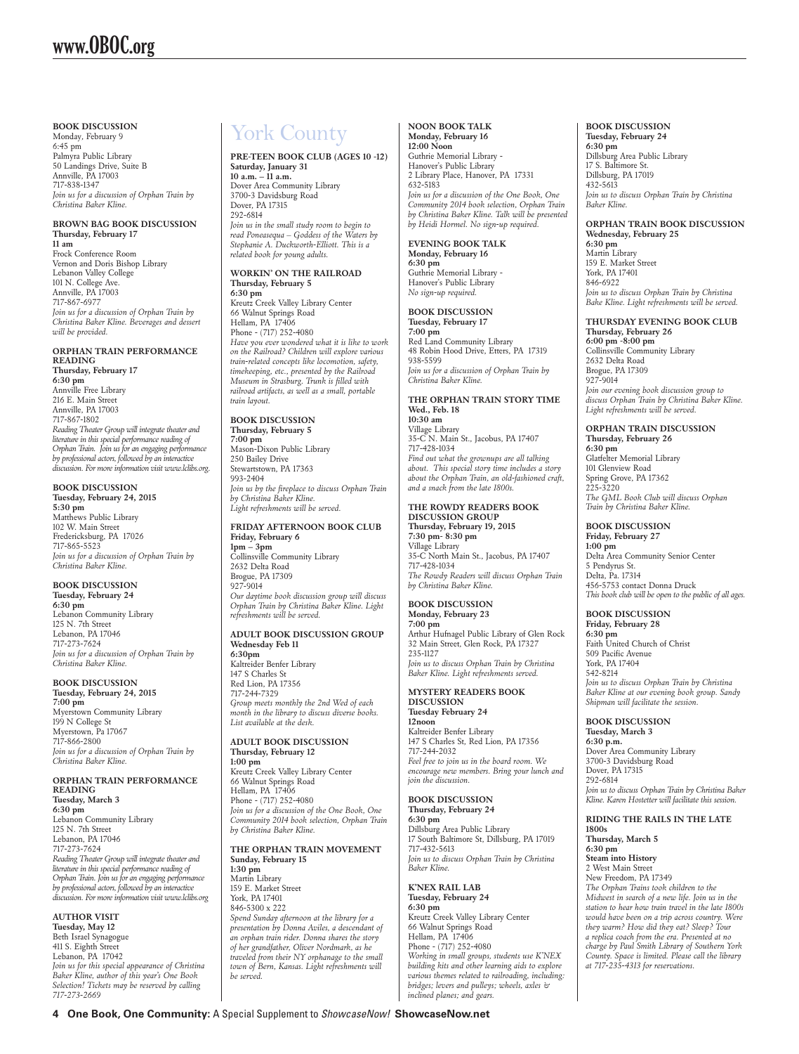**BOOK DISCUSSION**
Monday, February 9
6:45 pm
Palmyra Public Library
50 Landings Drive, Suite B
Annville, PA 17003
717-838-1347
*Join us for a discussion of Orphan Train by Christina Baker Kline.*

**BROWN BAG BOOK DISCUSSION**
**Thursday, February 17**
**11 am**
Frock Conference Room
Vernon and Doris Bishop Library
Lebanon Valley College
101 N. College Ave.
Annville, PA 17003
717-867-6977
*Join us for a discussion of Orphan Train by Christina Baker Kline. Beverages and dessert will be provided.*

**ORPHAN TRAIN PERFORMANCE READING**
**Thursday, February 17**
**6:30 pm**
Annville Free Library
216 E. Main Street
Annville, PA 17003
717-867-1802
*Reading Theater Group will integrate theater and literature in this special performance reading of Orphan Train. Join us for an engaging performance by professional actors, followed by an interactive discussion. For more information visit www.lclibs.org.*

**BOOK DISCUSSION**
**Tuesday, February 24, 2015**
**5:30 pm**
Matthews Public Library
102 W. Main Street
Fredericksburg, PA 17026
717-865-5523
*Join us for a discussion of Orphan Train by Christina Baker Kline.*

**BOOK DISCUSSION**
**Tuesday, February 24**
**6:30 pm**
Lebanon Community Library
125 N. 7th Street
Lebanon, PA 17046
717-273-7624
*Join us for a discussion of Orphan Train by Christina Baker Kline.*

**BOOK DISCUSSION**
**Tuesday, February 24, 2015**
**7:00 pm**
Myerstown Community Library
199 N College St
Myerstown, Pa 17067
717-866-2800
*Join us for a discussion of Orphan Train by Christina Baker Kline.*

**ORPHAN TRAIN PERFORMANCE READING**
**Tuesday, March 3**
**6:30 pm**
Lebanon Community Library
125 N. 7th Street
Lebanon, PA 17046
717-273-7624
*Reading Theater Group will integrate theater and literature in this special performance reading of Orphan Train. Join us for an engaging performance by professional actors, followed by an interactive discussion. For more information visit www.lclibs.org*

**AUTHOR VISIT**
**Tuesday, May 12**
Beth Israel Synagogue
411 S. Eighth Street
Lebanon, PA 17042
*Join us for this special appearance of Christina Baker Kline, author of this year's One Book Selection! Tickets may be reserved by calling 717-273-2669*

# York County

**PRE-TEEN BOOK CLUB (AGES 10 -12)**
**Saturday, January 31**
**10 a.m. – 11 a.m.**
Dover Area Community Library
3700-3 Davidsburg Road
Dover, PA 17315
292-6814
*Join us in the small study room to begin to read Poneasequa – Goddess of the Waters by Stephanie A. Duckworth-Elliott. This is a related book for young adults.*

**WORKIN' ON THE RAILROAD**
**Thursday, February 5**
**6:30 pm**
Kreutz Creek Valley Library Center
66 Walnut Springs Road
Hellam, PA 17406
Phone - (717) 252-4080
*Have you ever wondered what it is like to work on the Railroad? Children will explore various train-related concepts like locomotion, safety, timekeeping, etc., presented by the Railroad Museum in Strasburg. Trunk is filled with railroad artifacts, as well as a small, portable train layout.*

**BOOK DISCUSSION**
**Thursday, February 5**
**7:00 pm**
Mason-Dixon Public Library
250 Bailey Drive
Stewartstown, PA 17363
993-2404
*Join us by the fireplace to discuss Orphan Train by Christina Baker Kline.*
*Light refreshments will be served.*

**FRIDAY AFTERNOON BOOK CLUB**
**Friday, February 6**
**1pm – 3pm**
Collinsville Community Library
2632 Delta Road
Brogue, PA 17309
927-9014
*Our daytime book discussion group will discuss Orphan Train by Christina Baker Kline. Light refreshments will be served.*

**ADULT BOOK DISCUSSION GROUP**
**Wednesday Feb 11**
**6:30pm**
Kaltreider Benfer Library
147 S Charles St
Red Lion, PA 17356
717-244-7329
*Group meets monthly the 2nd Wed of each month in the library to discuss diverse books. List available at the desk.*

**ADULT BOOK DISCUSSION**
**Thursday, February 12**
**1:00 pm**
Kreutz Creek Valley Library Center
66 Walnut Springs Road
Hellam, PA 17406
Phone - (717) 252-4080
*Join us for a discussion of the One Book, One Community 2014 book selection, Orphan Train by Christina Baker Kline.*

**THE ORPHAN TRAIN MOVEMENT**
**Sunday, February 15**
**1:30 pm**
Martin Library
159 E. Market Street
York, PA 17401
846-5300 x 222
*Spend Sunday afternoon at the library for a presentation by Donna Aviles, a descendant of an orphan train rider. Donna shares the story of her grandfather, Oliver Nordmark, as he traveled from their NY orphanage to the small town of Bern, Kansas. Light refreshments will be served.*

**NOON BOOK TALK**
**Monday, February 16**
**12:00 Noon**
Guthrie Memorial Library - Hanover's Public Library
2 Library Place, Hanover, PA 17331
632-5183
*Join us for a discussion of the One Book, One Community 2014 book selection, Orphan Train by Christina Baker Kline. Talk will be presented by Heidi Hormel. No sign-up required.*

**EVENING BOOK TALK**
**Monday, February 16**
**6:30 pm**
Guthrie Memorial Library - Hanover's Public Library
*No sign-up required.*

**BOOK DISCUSSION**
**Tuesday, February 17**
**7:00 pm**
Red Land Community Library
48 Robin Hood Drive, Etters, PA 17319
938-5599
*Join us for a discussion of Orphan Train by Christina Baker Kline.*

**THE ORPHAN TRAIN STORY TIME**
**Wed., Feb. 18**
**10:30 am**
Village Library
35-C N. Main St., Jacobus, PA 17407
717-428-1034
*Find out what the grownups are all talking about. This special story time includes a story about the Orphan Train, an old-fashioned craft, and a snack from the late 1800s.*

**THE ROWDY READERS BOOK DISCUSSION GROUP**
**Thursday, February 19, 2015**
**7:30 pm- 8:30 pm**
Village Library
35-C North Main St., Jacobus, PA 17407
717-428-1034
*The Rowdy Readers will discuss Orphan Train by Christina Baker Kline.*

**BOOK DISCUSSION**
**Monday, February 23**
**7:00 pm**
Arthur Hufnagel Public Library of Glen Rock
32 Main Street, Glen Rock, PA 17327
235-1127
*Join us to discuss Orphan Train by Christina Baker Kline. Light refreshments served.*

**MYSTERY READERS BOOK DISCUSSION**
**Tuesday February 24**
**12noon**
Kaltreider Benfer Library
147 S Charles St, Red Lion, PA 17356
717-244-2032
*Feel free to join us in the board room. We encourage new members. Bring your lunch and join the discussion.*

**BOOK DISCUSSION**
**Thursday, February 24**
**6:30 pm**
Dillsburg Area Public Library
17 South Baltimore St, Dillsburg, PA 17019
717-432-5613
*Join us to discuss Orphan Train by Christina Baker Kline.*

**K'NEX RAIL LAB**
**Tuesday, February 24**
**6:30 pm**
Kreutz Creek Valley Library Center
66 Walnut Springs Road
Hellam, PA 17406
Phone - (717) 252-4080
*Working in small groups, students use K'NEX building kits and other learning aids to explore various themes related to railroading, including: bridges; levers and pulleys; wheels, axles & inclined planes; and gears.*

**BOOK DISCUSSION**
**Tuesday, February 24**
**6:30 pm**
Dillsburg Area Public Library
17 S. Baltimore St.
Dillsburg, PA 17019
432-5613
*Join us to discuss Orphan Train by Christina Baker Kline.*

**ORPHAN TRAIN BOOK DISCUSSION**
**Wednesday, February 25**
**6:30 pm**
Martin Library
159 E. Market Street
York, PA 17401
846-6922
*Join us to discuss Orphan Train by Christina Bake Kline. Light refreshments will be served.*

**THURSDAY EVENING BOOK CLUB**
**Thursday, February 26**
**6:00 pm -8:00 pm**
Collinsville Community Library
2632 Delta Road
Brogue, PA 17309
927-9014
*Join our evening book discussion group to discuss Orphan Train by Christina Baker Kline. Light refreshments will be served.*

**ORPHAN TRAIN DISCUSSION**
**Thursday, February 26**
**6:30 pm**
Glatfelter Memorial Library
101 Glenview Road
Spring Grove, PA 17362
225-3220
*The GML Book Club will discuss Orphan Train by Christina Baker Kline.*

**BOOK DISCUSSION**
**Friday, February 27**
**1:00 pm**
Delta Area Community Senior Center
5 Pendyrus St.
Delta, Pa. 17314
456-5753 contact Donna Druck
*This book club will be open to the public of all ages.*

**BOOK DISCUSSION**
**Friday, February 28**
**6:30 pm**
Faith United Church of Christ
509 Pacific Avenue
York, PA 17404
542-8214
*Join us to discuss Orphan Train by Christina Baker Kline at our evening book group. Sandy Shipman will facilitate the session.*

**BOOK DISCUSSION**
**Tuesday, March 3**
**6:30 p.m.**
Dover Area Community Library
3700-3 Davidsburg Road
Dover, PA 17315
292-6814
*Join us to discuss Orphan Train by Christina Baker Kline. Karen Hostetter will facilitate this session.*

**RIDING THE RAILS IN THE LATE 1800s**
**Thursday, March 5**
**6:30 pm**
**Steam into History**
2 West Main Street
New Freedom, PA 17349
*The Orphan Trains took children to the Midwest in search of a new life. Join us in the station to hear how train travel in the late 1800s would have been on a trip across country. Were they warm? How did they eat? Sleep? Tour a replica coach from the era. Presented at no charge by Paul Smith Library of Southern York County. Space is limited. Please call the library at 717-235-4313 for reservations.*